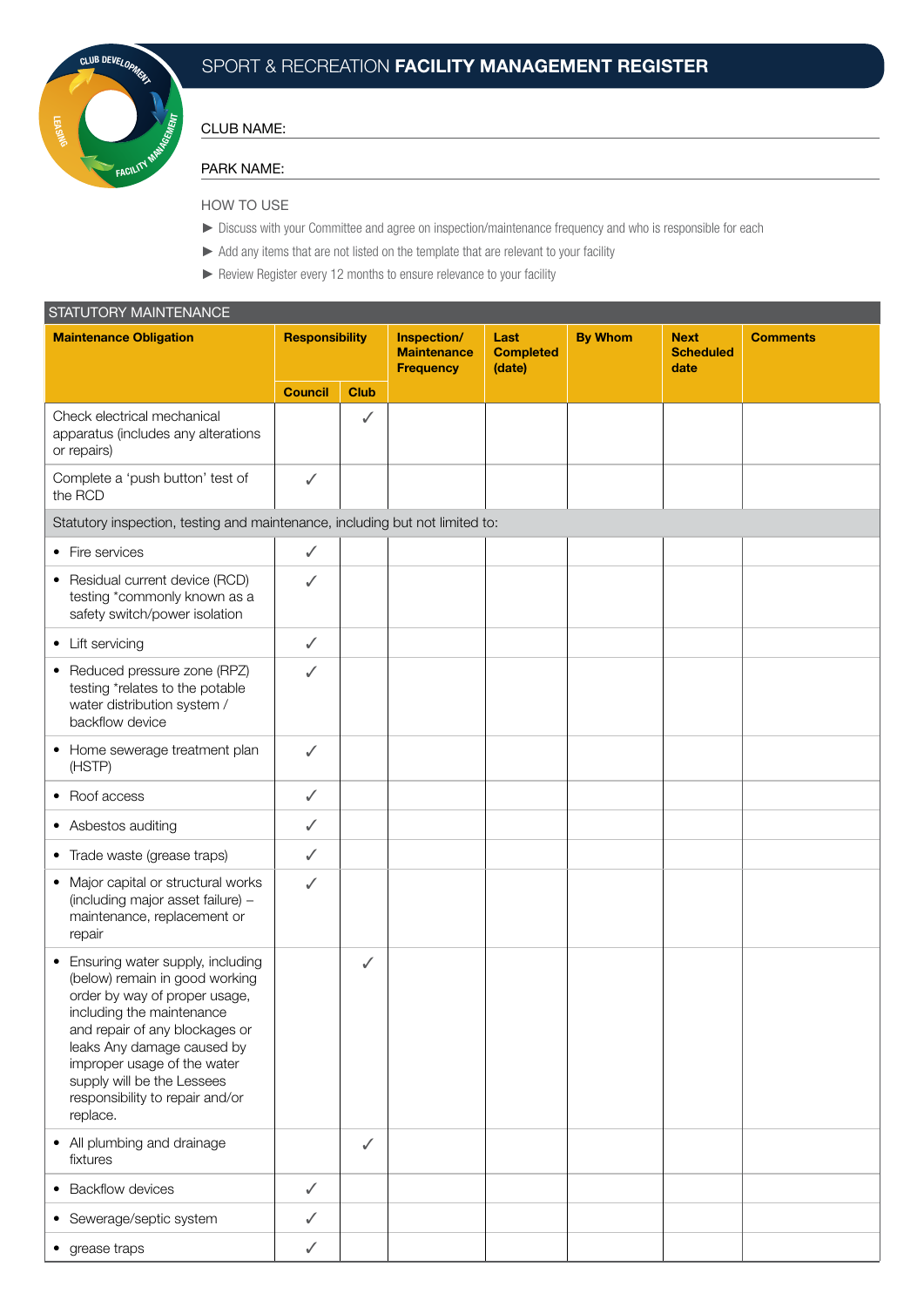# SPORT & RECREATION **FACILITY MANAGEMENT REGISTER**

CLUB NAME:

PARK NAME:

HOW TO USE

- ► Discuss with your Committee and agree on inspection/maintenance frequency and who is responsible for each
- ► Add any items that are not listed on the template that are relevant to your facility
- ► Review Register every 12 months to ensure relevance to your facility

## STATUTORY MAINTENANCE

| Maintenance Obligation | Responsibility | | Inspection/ Maintenance Frequency | Last Completed (date) | By Whom | Next Scheduled date | Comments |
|---|---|---|---|---|---|---|---|
| | Council | Club | | | | | |
| Check electrical mechanical apparatus (includes any alterations or repairs) | | ✓ | | | | | |
| Complete a 'push button' test of the RCD | ✓ | | | | | | |
| Statutory inspection, testing and maintenance, including but not limited to: | | | | | | | |
| • Fire services | ✓ | | | | | | |
| • Residual current device (RCD) testing *commonly known as a safety switch/power isolation | ✓ | | | | | | |
| • Lift servicing | ✓ | | | | | | |
| • Reduced pressure zone (RPZ) testing *relates to the potable water distribution system / backflow device | ✓ | | | | | | |
| • Home sewerage treatment plan (HSTP) | ✓ | | | | | | |
| • Roof access | ✓ | | | | | | |
| • Asbestos auditing | ✓ | | | | | | |
| • Trade waste (grease traps) | ✓ | | | | | | |
| • Major capital or structural works (including major asset failure) – maintenance, replacement or repair | ✓ | | | | | | |
| • Ensuring water supply, including (below) remain in good working order by way of proper usage, including the maintenance and repair of any blockages or leaks Any damage caused by improper usage of the water supply will be the Lessees responsibility to repair and/or replace. | | ✓ | | | | | |
| • All plumbing and drainage fixtures | | ✓ | | | | | |
| • Backflow devices | ✓ | | | | | | |
| • Sewerage/septic system | ✓ | | | | | | |
| • grease traps | ✓ | | | | | | |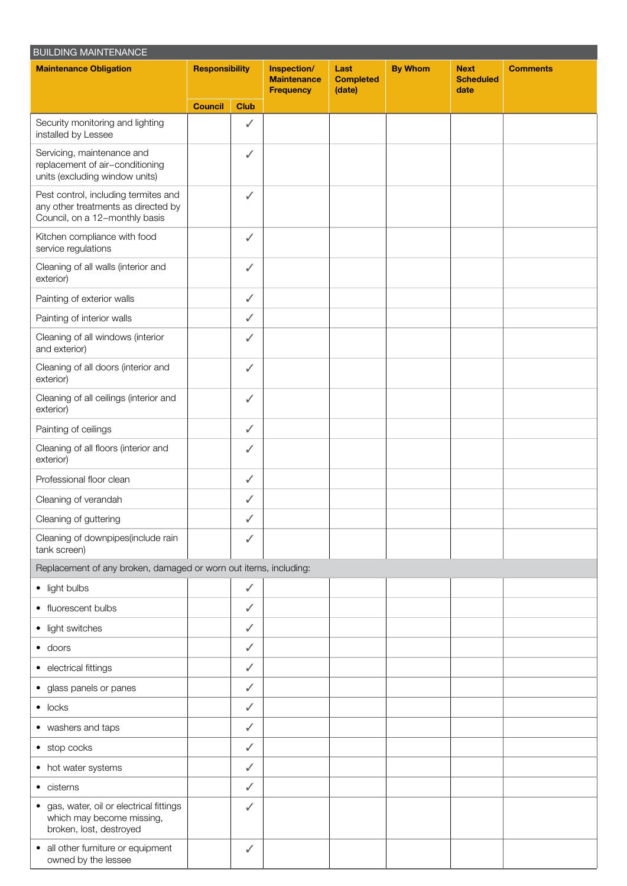| BUILDING MAINTENANCE | | | | | | | |
|---|---|---|---|---|---|---|---|
| **Maintenance Obligation** | **Responsibility** | | **Inspection/ Maintenance Frequency** | **Last Completed (date)** | **By Whom** | **Next Scheduled date** | **Comments** |
| | **Council** | **Club** | | | | | |
| Security monitoring and lighting installed by Lessee | | ✓ | | | | | |
| Servicing, maintenance and replacement of air-conditioning units (excluding window units) | | ✓ | | | | | |
| Pest control, including termites and any other treatments as directed by Council, on a 12-monthly basis | | ✓ | | | | | |
| Kitchen compliance with food service regulations | | ✓ | | | | | |
| Cleaning of all walls (interior and exterior) | | ✓ | | | | | |
| Painting of exterior walls | | ✓ | | | | | |
| Painting of interior walls | | ✓ | | | | | |
| Cleaning of all windows (interior and exterior) | | ✓ | | | | | |
| Cleaning of all doors (interior and exterior) | | ✓ | | | | | |
| Cleaning of all ceilings (interior and exterior) | | ✓ | | | | | |
| Painting of ceilings | | ✓ | | | | | |
| Cleaning of all floors (interior and exterior) | | ✓ | | | | | |
| Professional floor clean | | ✓ | | | | | |
| Cleaning of verandah | | ✓ | | | | | |
| Cleaning of guttering | | ✓ | | | | | |
| Cleaning of downpipes(include rain tank screen) | | ✓ | | | | | |
| Replacement of any broken, damaged or worn out items, including: | | | | | | | |
| • light bulbs | | ✓ | | | | | |
| • fluorescent bulbs | | ✓ | | | | | |
| • light switches | | ✓ | | | | | |
| • doors | | ✓ | | | | | |
| • electrical fittings | | ✓ | | | | | |
| • glass panels or panes | | ✓ | | | | | |
| • locks | | ✓ | | | | | |
| • washers and taps | | ✓ | | | | | |
| • stop cocks | | ✓ | | | | | |
| • hot water systems | | ✓ | | | | | |
| • cisterns | | ✓ | | | | | |
| • gas, water, oil or electrical fittings which may become missing, broken, lost, destroyed | | ✓ | | | | | |
| • all other furniture or equipment owned by the lessee | | ✓ | | | | | |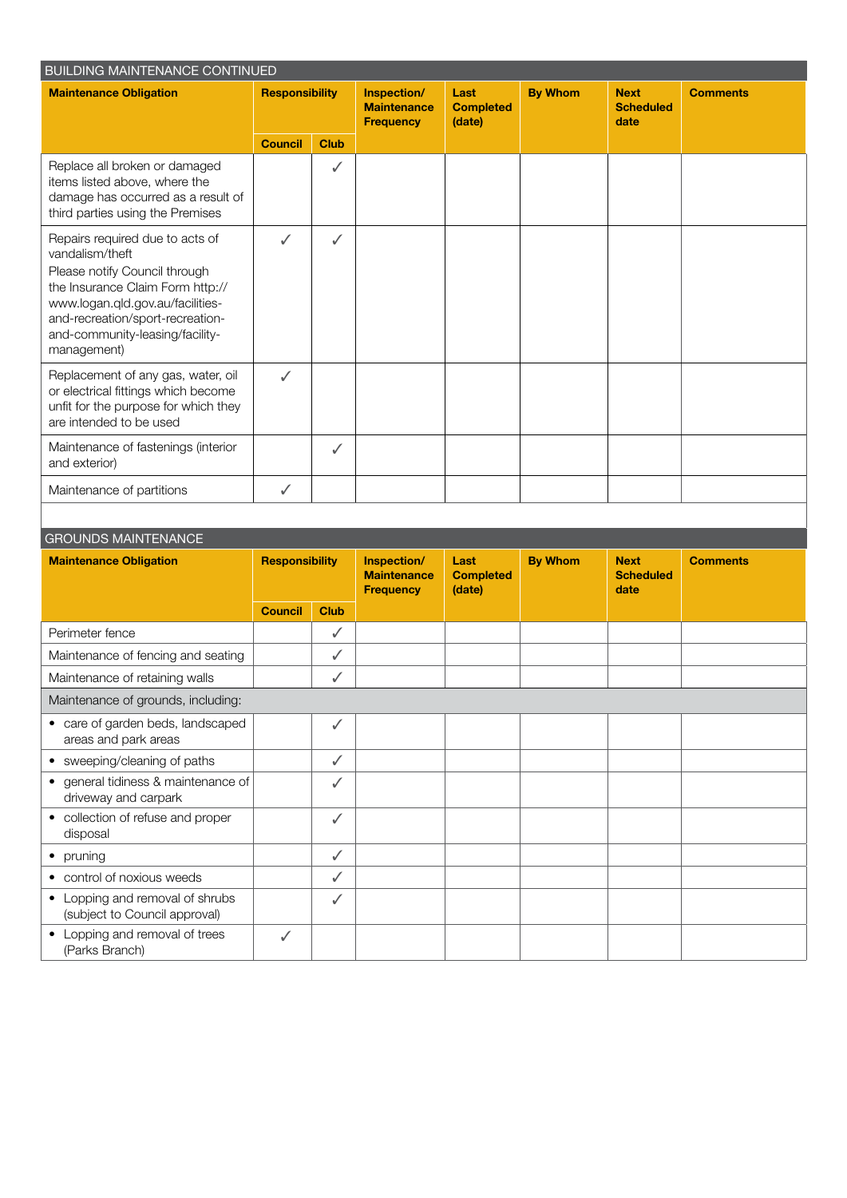## BUILDING MAINTENANCE CONTINUED

| Maintenance Obligation | Responsibility | | Inspection/ Maintenance Frequency | Last Completed (date) | By Whom | Next Scheduled date | Comments |
|---|---|---|---|---|---|---|---|
| | Council | Club | | | | | |
| Replace all broken or damaged items listed above, where the damage has occurred as a result of third parties using the Premises | | ✓ | | | | | |
| Repairs required due to acts of vandalism/theft Please notify Council through the Insurance Claim Form http://www.logan.qld.gov.au/facilities-and-recreation/sport-recreation-and-community-leasing/facility-management) | ✓ | ✓ | | | | | |
| Replacement of any gas, water, oil or electrical fittings which become unfit for the purpose for which they are intended to be used | ✓ | | | | | | |
| Maintenance of fastenings (interior and exterior) | | ✓ | | | | | |
| Maintenance of partitions | ✓ | | | | | | |

## GROUNDS MAINTENANCE

| Maintenance Obligation | Responsibility | | Inspection/ Maintenance Frequency | Last Completed (date) | By Whom | Next Scheduled date | Comments |
|---|---|---|---|---|---|---|---|
| | Council | Club | | | | | |
| Perimeter fence | | ✓ | | | | | |
| Maintenance of fencing and seating | | ✓ | | | | | |
| Maintenance of retaining walls | | ✓ | | | | | |
| Maintenance of grounds, including: | | | | | | | |
| • care of garden beds, landscaped areas and park areas | | ✓ | | | | | |
| • sweeping/cleaning of paths | | ✓ | | | | | |
| • general tidiness & maintenance of driveway and carpark | | ✓ | | | | | |
| • collection of refuse and proper disposal | | ✓ | | | | | |
| • pruning | | ✓ | | | | | |
| • control of noxious weeds | | ✓ | | | | | |
| • Lopping and removal of shrubs (subject to Council approval) | | ✓ | | | | | |
| • Lopping and removal of trees (Parks Branch) | ✓ | | | | | | |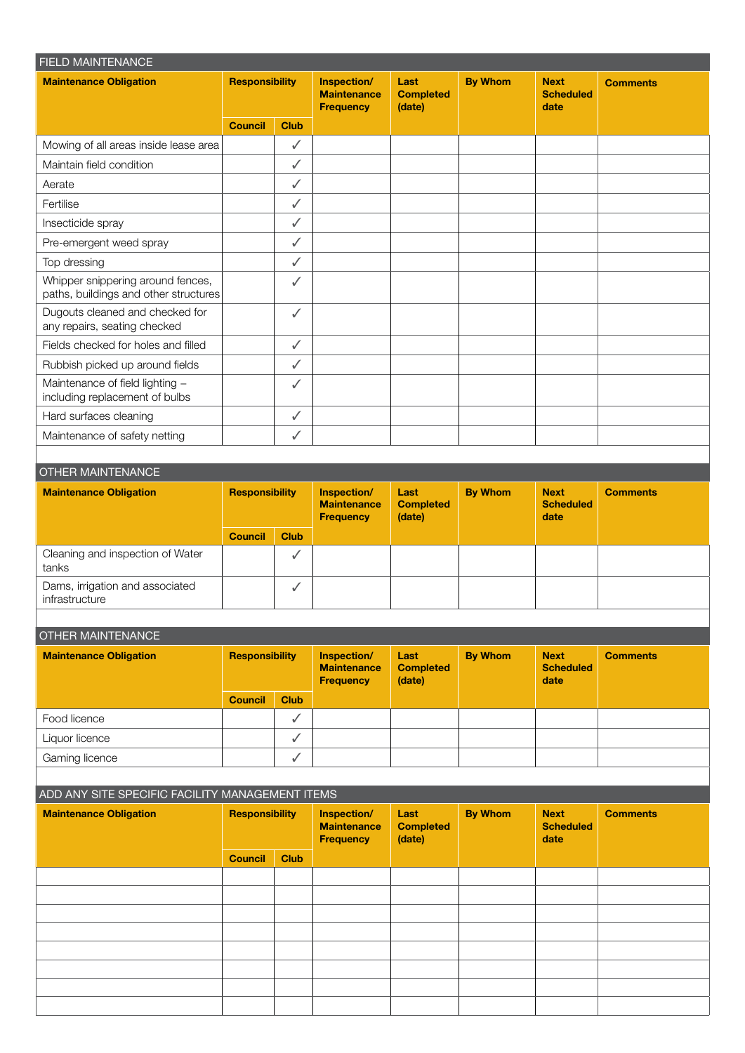## FIELD MAINTENANCE

| Maintenance Obligation | Responsibility | | Inspection/ Maintenance Frequency | Last Completed (date) | By Whom | Next Scheduled date | Comments |
|---|---|---|---|---|---|---|---|
| | Council | Club | | | | | |
| Mowing of all areas inside lease area | | ✓ | | | | | |
| Maintain field condition | | ✓ | | | | | |
| Aerate | | ✓ | | | | | |
| Fertilise | | ✓ | | | | | |
| Insecticide spray | | ✓ | | | | | |
| Pre-emergent weed spray | | ✓ | | | | | |
| Top dressing | | ✓ | | | | | |
| Whipper snippering around fences, paths, buildings and other structures | | ✓ | | | | | |
| Dugouts cleaned and checked for any repairs, seating checked | | ✓ | | | | | |
| Fields checked for holes and filled | | ✓ | | | | | |
| Rubbish picked up around fields | | ✓ | | | | | |
| Maintenance of field lighting – including replacement of bulbs | | ✓ | | | | | |
| Hard surfaces cleaning | | ✓ | | | | | |
| Maintenance of safety netting | | ✓ | | | | | |

## OTHER MAINTENANCE

| Maintenance Obligation | Responsibility | | Inspection/ Maintenance Frequency | Last Completed (date) | By Whom | Next Scheduled date | Comments |
|---|---|---|---|---|---|---|---|
| | Council | Club | | | | | |
| Cleaning and inspection of Water tanks | | ✓ | | | | | |
| Dams, irrigation and associated infrastructure | | ✓ | | | | | |

## OTHER MAINTENANCE

| Maintenance Obligation | Responsibility | | Inspection/ Maintenance Frequency | Last Completed (date) | By Whom | Next Scheduled date | Comments |
|---|---|---|---|---|---|---|---|
| | Council | Club | | | | | |
| Food licence | | ✓ | | | | | |
| Liquor licence | | ✓ | | | | | |
| Gaming licence | | ✓ | | | | | |

## ADD ANY SITE SPECIFIC FACILITY MANAGEMENT ITEMS

| Maintenance Obligation | Responsibility | | Inspection/ Maintenance Frequency | Last Completed (date) | By Whom | Next Scheduled date | Comments |
|---|---|---|---|---|---|---|---|
| | Council | Club | | | | | |
| | | | | | | | |
| | | | | | | | |
| | | | | | | | |
| | | | | | | | |
| | | | | | | | |
| | | | | | | | |
| | | | | | | | |
| | | | | | | | |